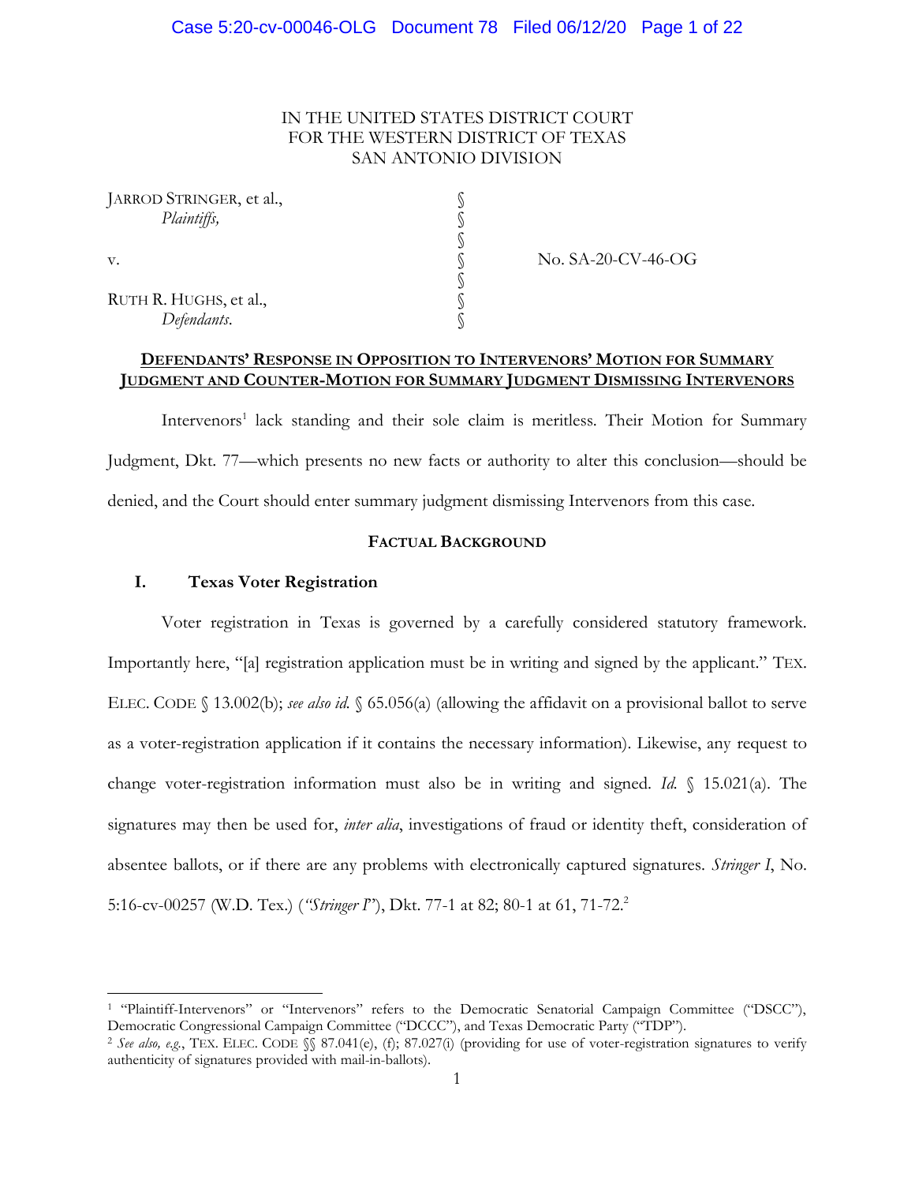IN THE UNITED STATES DISTRICT COURT
FOR THE WESTERN DISTRICT OF TEXAS
SAN ANTONIO DIVISION

| | | |
|---|---|---|
| JARROD STRINGER, et al., *Plaintiffs,* | § | |
| v. | § | No. SA-20-CV-46-OG |
| RUTH R. HUGHS, et al., *Defendants*. | § | |

**DEFENDANTS' RESPONSE IN OPPOSITION TO INTERVENORS' MOTION FOR SUMMARY JUDGMENT AND COUNTER-MOTION FOR SUMMARY JUDGMENT DISMISSING INTERVENORS**

Intervenors[1] lack standing and their sole claim is meritless. Their Motion for Summary Judgment, Dkt. 77—which presents no new facts or authority to alter this conclusion—should be denied, and the Court should enter summary judgment dismissing Intervenors from this case.

## FACTUAL BACKGROUND

### I. Texas Voter Registration

Voter registration in Texas is governed by a carefully considered statutory framework. Importantly here, "[a] registration application must be in writing and signed by the applicant." TEX. ELEC. CODE § 13.002(b); *see also id.* § 65.056(a) (allowing the affidavit on a provisional ballot to serve as a voter-registration application if it contains the necessary information). Likewise, any request to change voter-registration information must also be in writing and signed. *Id.* § 15.021(a). The signatures may then be used for, *inter alia*, investigations of fraud or identity theft, consideration of absentee ballots, or if there are any problems with electronically captured signatures. *Stringer I*, No. 5:16-cv-00257 (W.D. Tex.) (*"Stringer I"*), Dkt. 77-1 at 82; 80-1 at 61, 71-72.[2]

---

[1] "Plaintiff-Intervenors" or "Intervenors" refers to the Democratic Senatorial Campaign Committee ("DSCC"), Democratic Congressional Campaign Committee ("DCCC"), and Texas Democratic Party ("TDP").

[2] *See also, e.g.*, TEX. ELEC. CODE §§ 87.041(e), (f); 87.027(i) (providing for use of voter-registration signatures to verify authenticity of signatures provided with mail-in-ballots).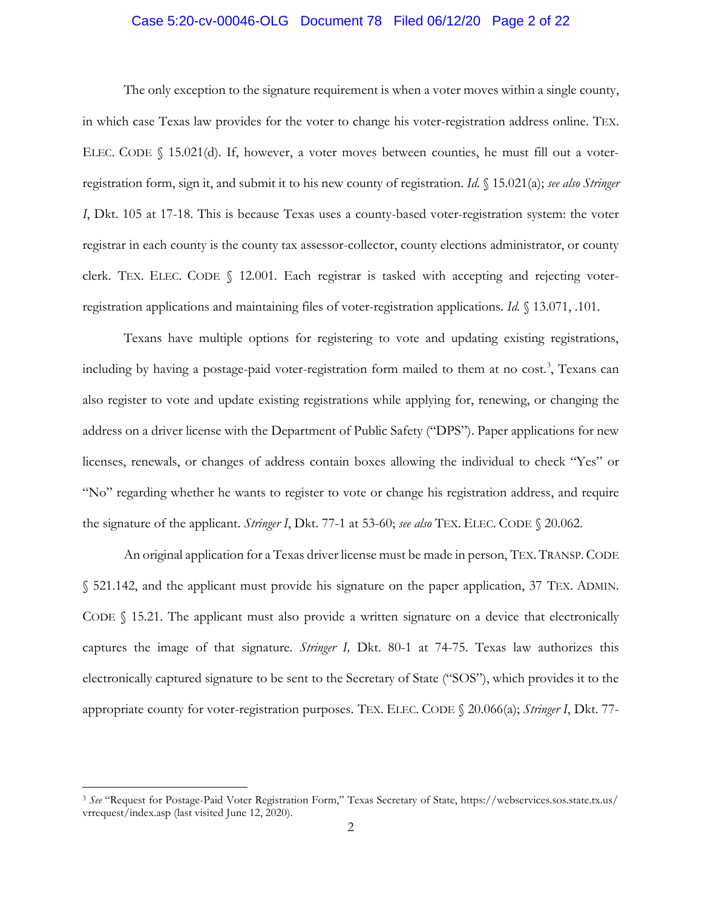The only exception to the signature requirement is when a voter moves within a single county, in which case Texas law provides for the voter to change his voter-registration address online. TEX. ELEC. CODE § 15.021(d). If, however, a voter moves between counties, he must fill out a voter-registration form, sign it, and submit it to his new county of registration. *Id.* § 15.021(a); *see also Stringer I*, Dkt. 105 at 17-18. This is because Texas uses a county-based voter-registration system: the voter registrar in each county is the county tax assessor-collector, county elections administrator, or county clerk. TEX. ELEC. CODE § 12.001. Each registrar is tasked with accepting and rejecting voter-registration applications and maintaining files of voter-registration applications. *Id.* § 13.071, .101.

Texans have multiple options for registering to vote and updating existing registrations, including by having a postage-paid voter-registration form mailed to them at no cost.[3], Texans can also register to vote and update existing registrations while applying for, renewing, or changing the address on a driver license with the Department of Public Safety ("DPS"). Paper applications for new licenses, renewals, or changes of address contain boxes allowing the individual to check "Yes" or "No" regarding whether he wants to register to vote or change his registration address, and require the signature of the applicant. *Stringer I*, Dkt. 77-1 at 53-60; *see also* TEX. ELEC. CODE § 20.062.

An original application for a Texas driver license must be made in person, TEX. TRANSP. CODE § 521.142, and the applicant must provide his signature on the paper application, 37 TEX. ADMIN. CODE § 15.21. The applicant must also provide a written signature on a device that electronically captures the image of that signature. *Stringer I,* Dkt. 80-1 at 74-75. Texas law authorizes this electronically captured signature to be sent to the Secretary of State ("SOS"), which provides it to the appropriate county for voter-registration purposes. TEX. ELEC. CODE § 20.066(a); *Stringer I*, Dkt. 77-

---

[3] *See* "Request for Postage-Paid Voter Registration Form," Texas Secretary of State, https://webservices.sos.state.tx.us/vrrequest/index.asp (last visited June 12, 2020).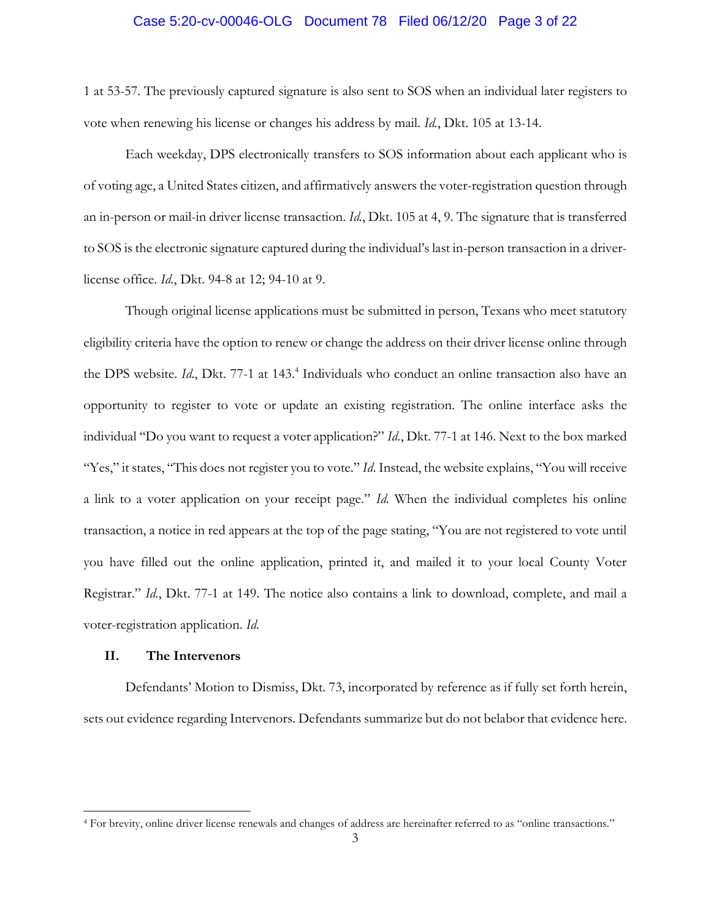1 at 53-57. The previously captured signature is also sent to SOS when an individual later registers to vote when renewing his license or changes his address by mail. *Id.*, Dkt. 105 at 13-14.

Each weekday, DPS electronically transfers to SOS information about each applicant who is of voting age, a United States citizen, and affirmatively answers the voter-registration question through an in-person or mail-in driver license transaction. *Id.*, Dkt. 105 at 4, 9. The signature that is transferred to SOS is the electronic signature captured during the individual's last in-person transaction in a driver-license office. *Id.*, Dkt. 94-8 at 12; 94-10 at 9.

Though original license applications must be submitted in person, Texans who meet statutory eligibility criteria have the option to renew or change the address on their driver license online through the DPS website. *Id.*, Dkt. 77-1 at 143.[4] Individuals who conduct an online transaction also have an opportunity to register to vote or update an existing registration. The online interface asks the individual "Do you want to request a voter application?" *Id.*, Dkt. 77-1 at 146. Next to the box marked "Yes," it states, "This does not register you to vote." *Id*. Instead, the website explains, "You will receive a link to a voter application on your receipt page." *Id.* When the individual completes his online transaction, a notice in red appears at the top of the page stating, "You are not registered to vote until you have filled out the online application, printed it, and mailed it to your local County Voter Registrar." *Id.*, Dkt. 77-1 at 149. The notice also contains a link to download, complete, and mail a voter-registration application. *Id.*

## II. The Intervenors

Defendants' Motion to Dismiss, Dkt. 73, incorporated by reference as if fully set forth herein, sets out evidence regarding Intervenors. Defendants summarize but do not belabor that evidence here.

[4] For brevity, online driver license renewals and changes of address are hereinafter referred to as "online transactions."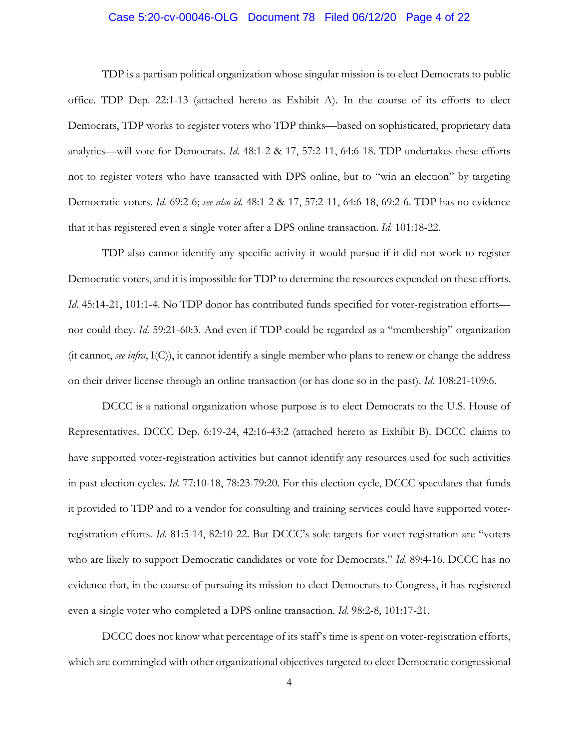TDP is a partisan political organization whose singular mission is to elect Democrats to public office. TDP Dep. 22:1-13 (attached hereto as Exhibit A). In the course of its efforts to elect Democrats, TDP works to register voters who TDP thinks—based on sophisticated, proprietary data analytics—will vote for Democrats. *Id*. 48:1-2 & 17, 57:2-11, 64:6-18. TDP undertakes these efforts not to register voters who have transacted with DPS online, but to "win an election" by targeting Democratic voters. *Id*. 69:2-6; *see also id*. 48:1-2 & 17, 57:2-11, 64:6-18, 69:2-6. TDP has no evidence that it has registered even a single voter after a DPS online transaction. *Id*. 101:18-22.

TDP also cannot identify any specific activity it would pursue if it did not work to register Democratic voters, and it is impossible for TDP to determine the resources expended on these efforts. *Id*. 45:14-21, 101:1-4. No TDP donor has contributed funds specified for voter-registration efforts—nor could they. *Id*. 59:21-60:3. And even if TDP could be regarded as a "membership" organization (it cannot, *see infra*, I(C)), it cannot identify a single member who plans to renew or change the address on their driver license through an online transaction (or has done so in the past). *Id*. 108:21-109:6.

DCCC is a national organization whose purpose is to elect Democrats to the U.S. House of Representatives. DCCC Dep. 6:19-24, 42:16-43:2 (attached hereto as Exhibit B). DCCC claims to have supported voter-registration activities but cannot identify any resources used for such activities in past election cycles. *Id*. 77:10-18, 78:23-79:20. For this election cycle, DCCC speculates that funds it provided to TDP and to a vendor for consulting and training services could have supported voter-registration efforts. *Id*. 81:5-14, 82:10-22. But DCCC's sole targets for voter registration are "voters who are likely to support Democratic candidates or vote for Democrats." *Id*. 89:4-16. DCCC has no evidence that, in the course of pursuing its mission to elect Democrats to Congress, it has registered even a single voter who completed a DPS online transaction. *Id*. 98:2-8, 101:17-21.

DCCC does not know what percentage of its staff's time is spent on voter-registration efforts, which are commingled with other organizational objectives targeted to elect Democratic congressional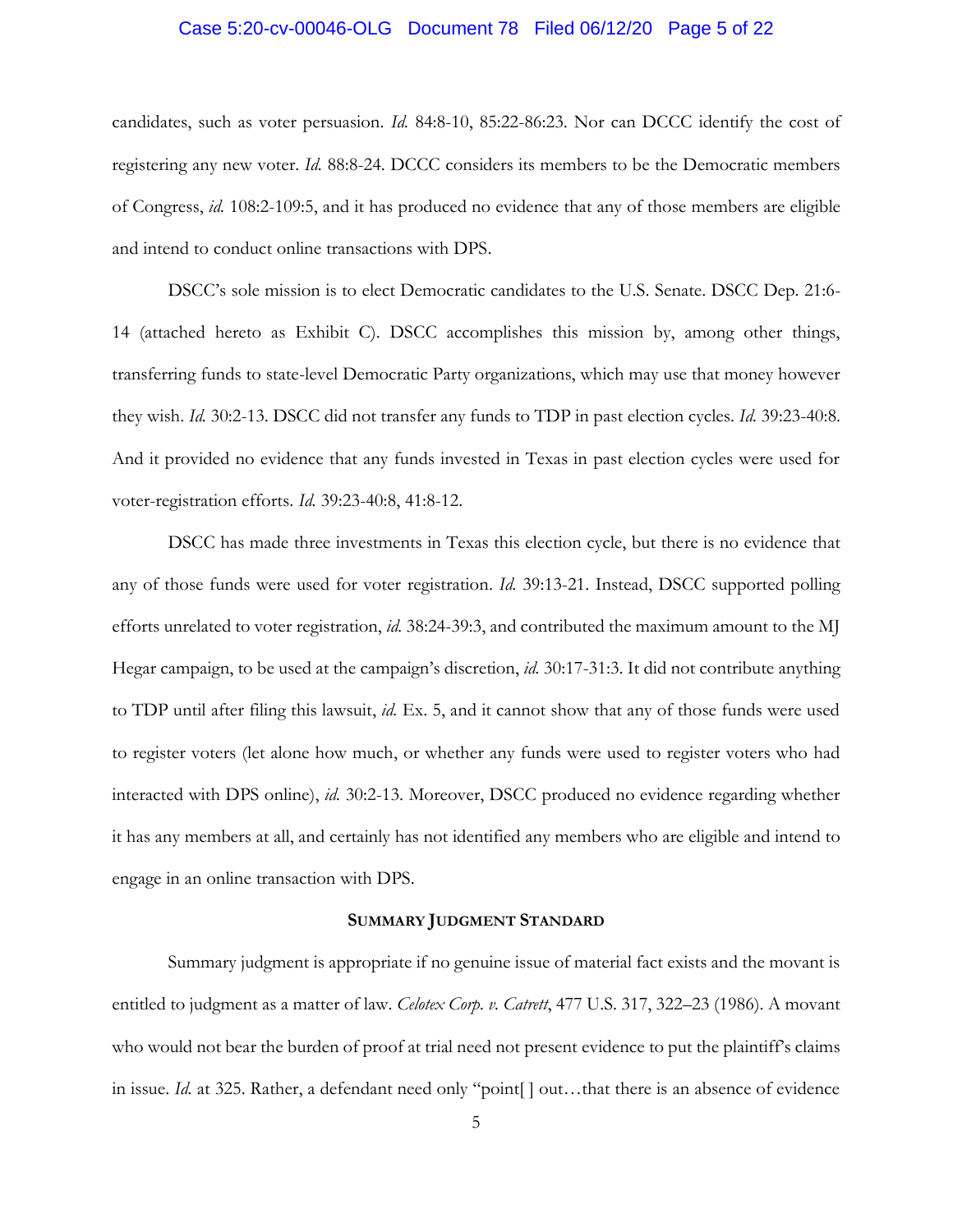candidates, such as voter persuasion. *Id.* 84:8-10, 85:22-86:23. Nor can DCCC identify the cost of registering any new voter. *Id.* 88:8-24. DCCC considers its members to be the Democratic members of Congress, *id.* 108:2-109:5, and it has produced no evidence that any of those members are eligible and intend to conduct online transactions with DPS.

DSCC's sole mission is to elect Democratic candidates to the U.S. Senate. DSCC Dep. 21:6-14 (attached hereto as Exhibit C). DSCC accomplishes this mission by, among other things, transferring funds to state-level Democratic Party organizations, which may use that money however they wish. *Id.* 30:2-13. DSCC did not transfer any funds to TDP in past election cycles. *Id.* 39:23-40:8. And it provided no evidence that any funds invested in Texas in past election cycles were used for voter-registration efforts. *Id.* 39:23-40:8, 41:8-12.

DSCC has made three investments in Texas this election cycle, but there is no evidence that any of those funds were used for voter registration. *Id.* 39:13-21. Instead, DSCC supported polling efforts unrelated to voter registration, *id.* 38:24-39:3, and contributed the maximum amount to the MJ Hegar campaign, to be used at the campaign's discretion, *id.* 30:17-31:3. It did not contribute anything to TDP until after filing this lawsuit, *id.* Ex. 5, and it cannot show that any of those funds were used to register voters (let alone how much, or whether any funds were used to register voters who had interacted with DPS online), *id.* 30:2-13. Moreover, DSCC produced no evidence regarding whether it has any members at all, and certainly has not identified any members who are eligible and intend to engage in an online transaction with DPS.

## SUMMARY JUDGMENT STANDARD

Summary judgment is appropriate if no genuine issue of material fact exists and the movant is entitled to judgment as a matter of law. *Celotex Corp. v. Catrett*, 477 U.S. 317, 322–23 (1986). A movant who would not bear the burden of proof at trial need not present evidence to put the plaintiff's claims in issue. *Id.* at 325. Rather, a defendant need only "point[ ] out…that there is an absence of evidence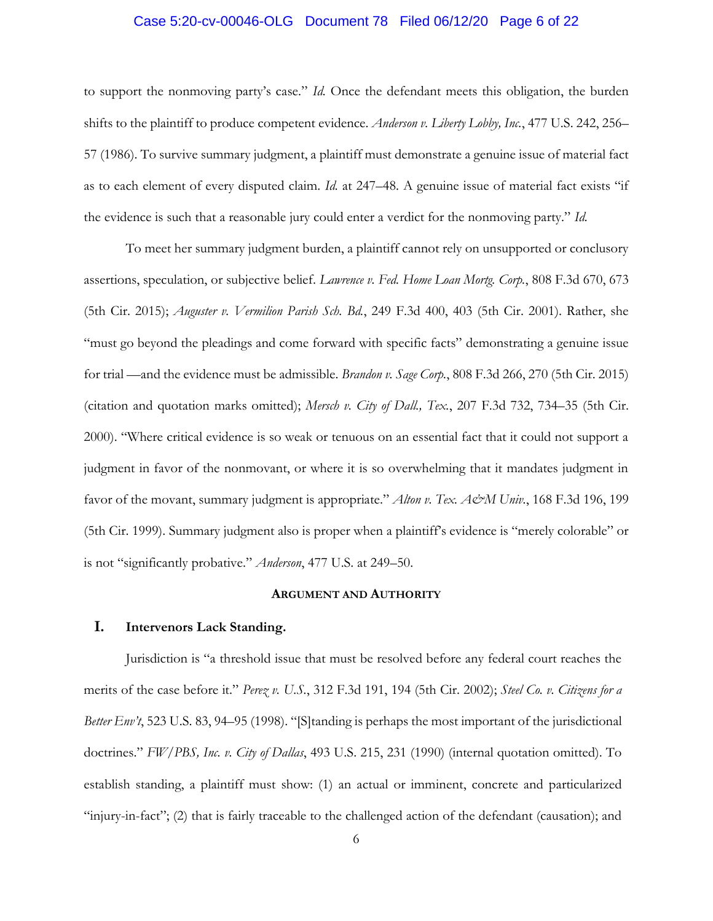to support the nonmoving party's case." *Id.* Once the defendant meets this obligation, the burden shifts to the plaintiff to produce competent evidence. *Anderson v. Liberty Lobby, Inc.*, 477 U.S. 242, 256–57 (1986). To survive summary judgment, a plaintiff must demonstrate a genuine issue of material fact as to each element of every disputed claim. *Id.* at 247–48. A genuine issue of material fact exists "if the evidence is such that a reasonable jury could enter a verdict for the nonmoving party." *Id.*

To meet her summary judgment burden, a plaintiff cannot rely on unsupported or conclusory assertions, speculation, or subjective belief. *Lawrence v. Fed. Home Loan Mortg. Corp.*, 808 F.3d 670, 673 (5th Cir. 2015); *Auguster v. Vermilion Parish Sch. Bd.*, 249 F.3d 400, 403 (5th Cir. 2001). Rather, she "must go beyond the pleadings and come forward with specific facts" demonstrating a genuine issue for trial —and the evidence must be admissible. *Brandon v. Sage Corp.*, 808 F.3d 266, 270 (5th Cir. 2015) (citation and quotation marks omitted); *Mersch v. City of Dall., Tex.*, 207 F.3d 732, 734–35 (5th Cir. 2000). "Where critical evidence is so weak or tenuous on an essential fact that it could not support a judgment in favor of the nonmovant, or where it is so overwhelming that it mandates judgment in favor of the movant, summary judgment is appropriate." *Alton v. Tex. A&M Univ.*, 168 F.3d 196, 199 (5th Cir. 1999). Summary judgment also is proper when a plaintiff's evidence is "merely colorable" or is not "significantly probative." *Anderson*, 477 U.S. at 249–50.

## ARGUMENT AND AUTHORITY

### I. Intervenors Lack Standing.

Jurisdiction is "a threshold issue that must be resolved before any federal court reaches the merits of the case before it." *Perez v. U.S.*, 312 F.3d 191, 194 (5th Cir. 2002); *Steel Co. v. Citizens for a Better Env't*, 523 U.S. 83, 94–95 (1998). "[S]tanding is perhaps the most important of the jurisdictional doctrines." *FW/PBS, Inc. v. City of Dallas*, 493 U.S. 215, 231 (1990) (internal quotation omitted). To establish standing, a plaintiff must show: (1) an actual or imminent, concrete and particularized "injury-in-fact"; (2) that is fairly traceable to the challenged action of the defendant (causation); and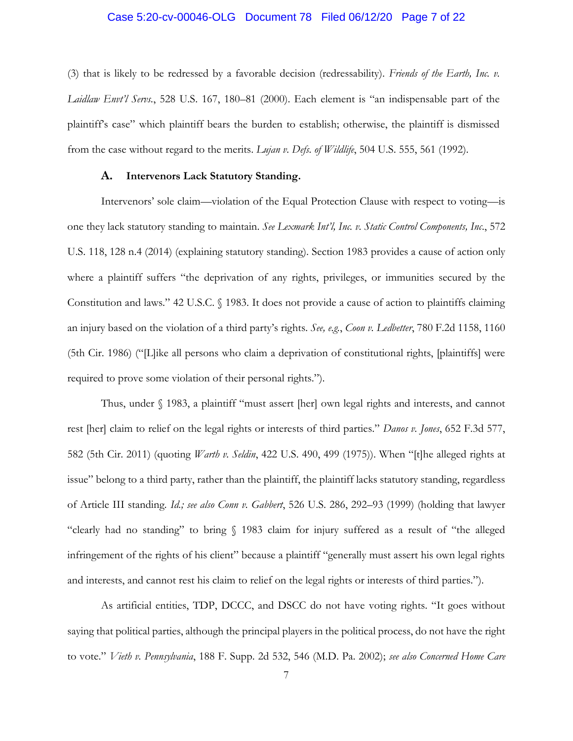(3) that is likely to be redressed by a favorable decision (redressability). *Friends of the Earth, Inc. v. Laidlaw Envt'l Servs.*, 528 U.S. 167, 180–81 (2000). Each element is "an indispensable part of the plaintiff's case" which plaintiff bears the burden to establish; otherwise, the plaintiff is dismissed from the case without regard to the merits. *Lujan v. Defs. of Wildlife*, 504 U.S. 555, 561 (1992).

### A. Intervenors Lack Statutory Standing.

Intervenors' sole claim—violation of the Equal Protection Clause with respect to voting—is one they lack statutory standing to maintain. *See Lexmark Int'l, Inc. v. Static Control Components, Inc.*, 572 U.S. 118, 128 n.4 (2014) (explaining statutory standing). Section 1983 provides a cause of action only where a plaintiff suffers "the deprivation of any rights, privileges, or immunities secured by the Constitution and laws." 42 U.S.C. § 1983. It does not provide a cause of action to plaintiffs claiming an injury based on the violation of a third party's rights. *See, e.g.*, *Coon v. Ledbetter*, 780 F.2d 1158, 1160 (5th Cir. 1986) ("[L]ike all persons who claim a deprivation of constitutional rights, [plaintiffs] were required to prove some violation of their personal rights.").

Thus, under § 1983, a plaintiff "must assert [her] own legal rights and interests, and cannot rest [her] claim to relief on the legal rights or interests of third parties." *Danos v. Jones*, 652 F.3d 577, 582 (5th Cir. 2011) (quoting *Warth v. Seldin*, 422 U.S. 490, 499 (1975)). When "[t]he alleged rights at issue" belong to a third party, rather than the plaintiff, the plaintiff lacks statutory standing, regardless of Article III standing. *Id.; see also Conn v. Gabbert*, 526 U.S. 286, 292–93 (1999) (holding that lawyer "clearly had no standing" to bring § 1983 claim for injury suffered as a result of "the alleged infringement of the rights of his client" because a plaintiff "generally must assert his own legal rights and interests, and cannot rest his claim to relief on the legal rights or interests of third parties.").

As artificial entities, TDP, DCCC, and DSCC do not have voting rights. "It goes without saying that political parties, although the principal players in the political process, do not have the right to vote." *Vieth v. Pennsylvania*, 188 F. Supp. 2d 532, 546 (M.D. Pa. 2002); *see also Concerned Home Care*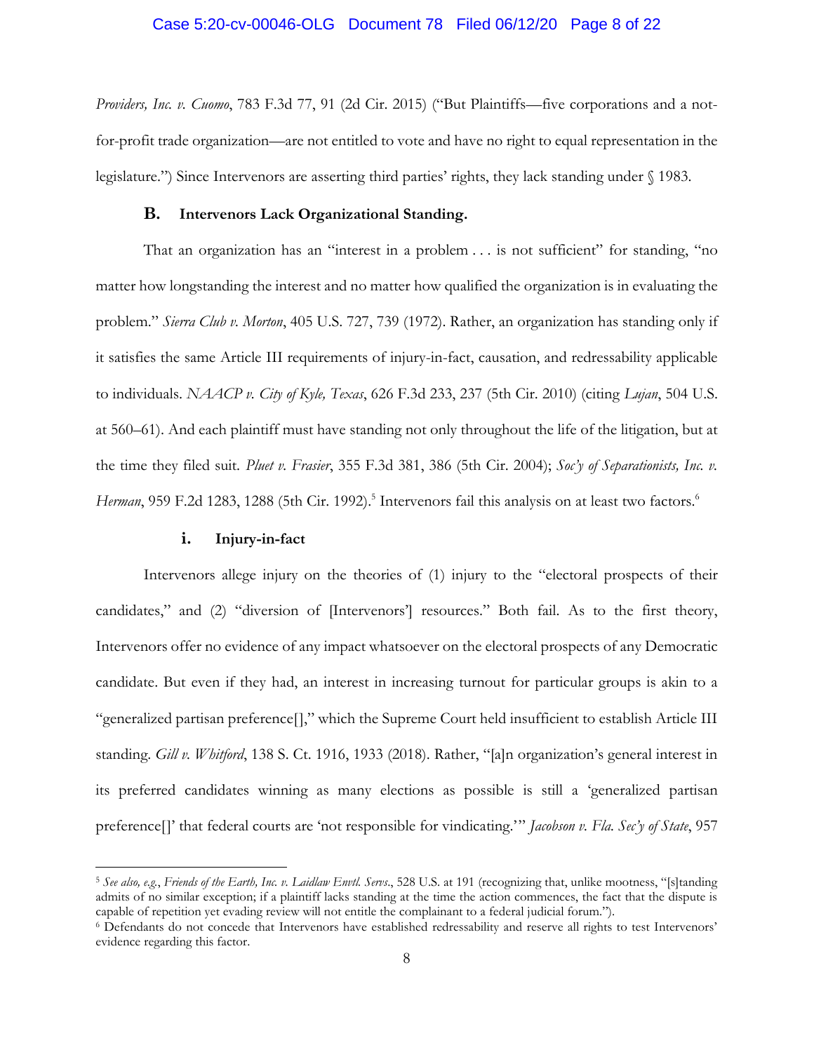*Providers, Inc. v. Cuomo*, 783 F.3d 77, 91 (2d Cir. 2015) ("But Plaintiffs—five corporations and a not-for-profit trade organization—are not entitled to vote and have no right to equal representation in the legislature.") Since Intervenors are asserting third parties' rights, they lack standing under § 1983.

### B. Intervenors Lack Organizational Standing.

That an organization has an "interest in a problem . . . is not sufficient" for standing, "no matter how longstanding the interest and no matter how qualified the organization is in evaluating the problem." *Sierra Club v. Morton*, 405 U.S. 727, 739 (1972). Rather, an organization has standing only if it satisfies the same Article III requirements of injury-in-fact, causation, and redressability applicable to individuals. *NAACP v. City of Kyle, Texas*, 626 F.3d 233, 237 (5th Cir. 2010) (citing *Lujan*, 504 U.S. at 560–61). And each plaintiff must have standing not only throughout the life of the litigation, but at the time they filed suit. *Pluet v. Frasier*, 355 F.3d 381, 386 (5th Cir. 2004); *Soc'y of Separationists, Inc. v. Herman*, 959 F.2d 1283, 1288 (5th Cir. 1992).[5] Intervenors fail this analysis on at least two factors.[6]

#### i. Injury-in-fact

Intervenors allege injury on the theories of (1) injury to the "electoral prospects of their candidates," and (2) "diversion of [Intervenors'] resources." Both fail. As to the first theory, Intervenors offer no evidence of any impact whatsoever on the electoral prospects of any Democratic candidate. But even if they had, an interest in increasing turnout for particular groups is akin to a "generalized partisan preference[]," which the Supreme Court held insufficient to establish Article III standing. *Gill v. Whitford*, 138 S. Ct. 1916, 1933 (2018). Rather, "[a]n organization's general interest in its preferred candidates winning as many elections as possible is still a 'generalized partisan preference[]' that federal courts are 'not responsible for vindicating.'" *Jacobson v. Fla. Sec'y of State*, 957

---

[5] *See also, e.g.*, *Friends of the Earth, Inc. v. Laidlaw Envtl. Servs.*, 528 U.S. at 191 (recognizing that, unlike mootness, "[s]tanding admits of no similar exception; if a plaintiff lacks standing at the time the action commences, the fact that the dispute is capable of repetition yet evading review will not entitle the complainant to a federal judicial forum.").

[6] Defendants do not concede that Intervenors have established redressability and reserve all rights to test Intervenors' evidence regarding this factor.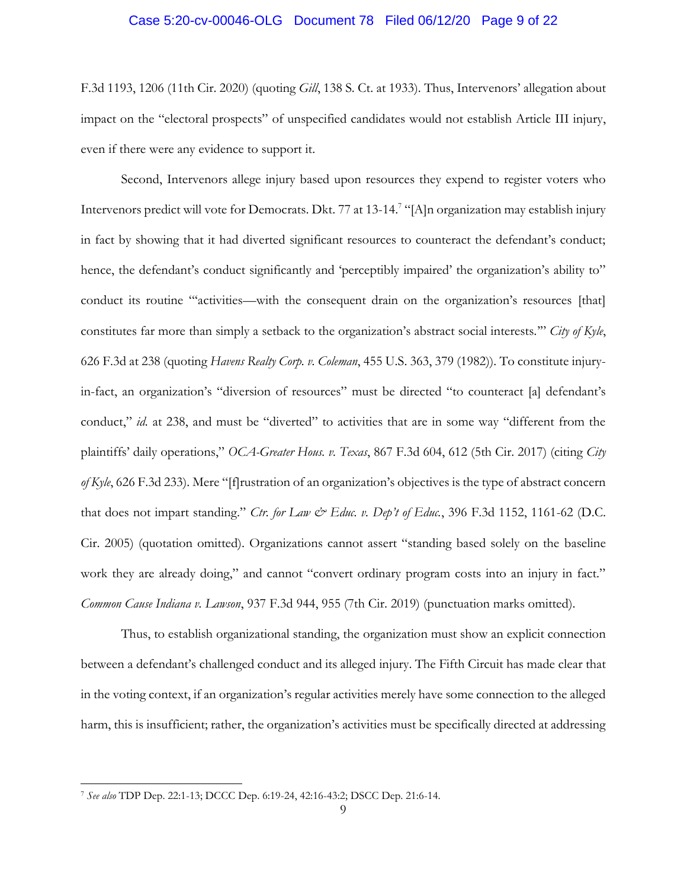F.3d 1193, 1206 (11th Cir. 2020) (quoting *Gill*, 138 S. Ct. at 1933). Thus, Intervenors' allegation about impact on the "electoral prospects" of unspecified candidates would not establish Article III injury, even if there were any evidence to support it.

Second, Intervenors allege injury based upon resources they expend to register voters who Intervenors predict will vote for Democrats. Dkt. 77 at 13-14.[7] "[A]n organization may establish injury in fact by showing that it had diverted significant resources to counteract the defendant's conduct; hence, the defendant's conduct significantly and 'perceptibly impaired' the organization's ability to" conduct its routine "'activities—with the consequent drain on the organization's resources [that] constitutes far more than simply a setback to the organization's abstract social interests.'" *City of Kyle*, 626 F.3d at 238 (quoting *Havens Realty Corp. v. Coleman*, 455 U.S. 363, 379 (1982)). To constitute injury-in-fact, an organization's "diversion of resources" must be directed "to counteract [a] defendant's conduct," *id.* at 238, and must be "diverted" to activities that are in some way "different from the plaintiffs' daily operations," *OCA-Greater Hous. v. Texas*, 867 F.3d 604, 612 (5th Cir. 2017) (citing *City of Kyle*, 626 F.3d 233). Mere "[f]rustration of an organization's objectives is the type of abstract concern that does not impart standing." *Ctr. for Law & Educ. v. Dep't of Educ.*, 396 F.3d 1152, 1161-62 (D.C. Cir. 2005) (quotation omitted). Organizations cannot assert "standing based solely on the baseline work they are already doing," and cannot "convert ordinary program costs into an injury in fact." *Common Cause Indiana v. Lawson*, 937 F.3d 944, 955 (7th Cir. 2019) (punctuation marks omitted).

Thus, to establish organizational standing, the organization must show an explicit connection between a defendant's challenged conduct and its alleged injury. The Fifth Circuit has made clear that in the voting context, if an organization's regular activities merely have some connection to the alleged harm, this is insufficient; rather, the organization's activities must be specifically directed at addressing

---

[7] *See also* TDP Dep. 22:1-13; DCCC Dep. 6:19-24, 42:16-43:2; DSCC Dep. 21:6-14.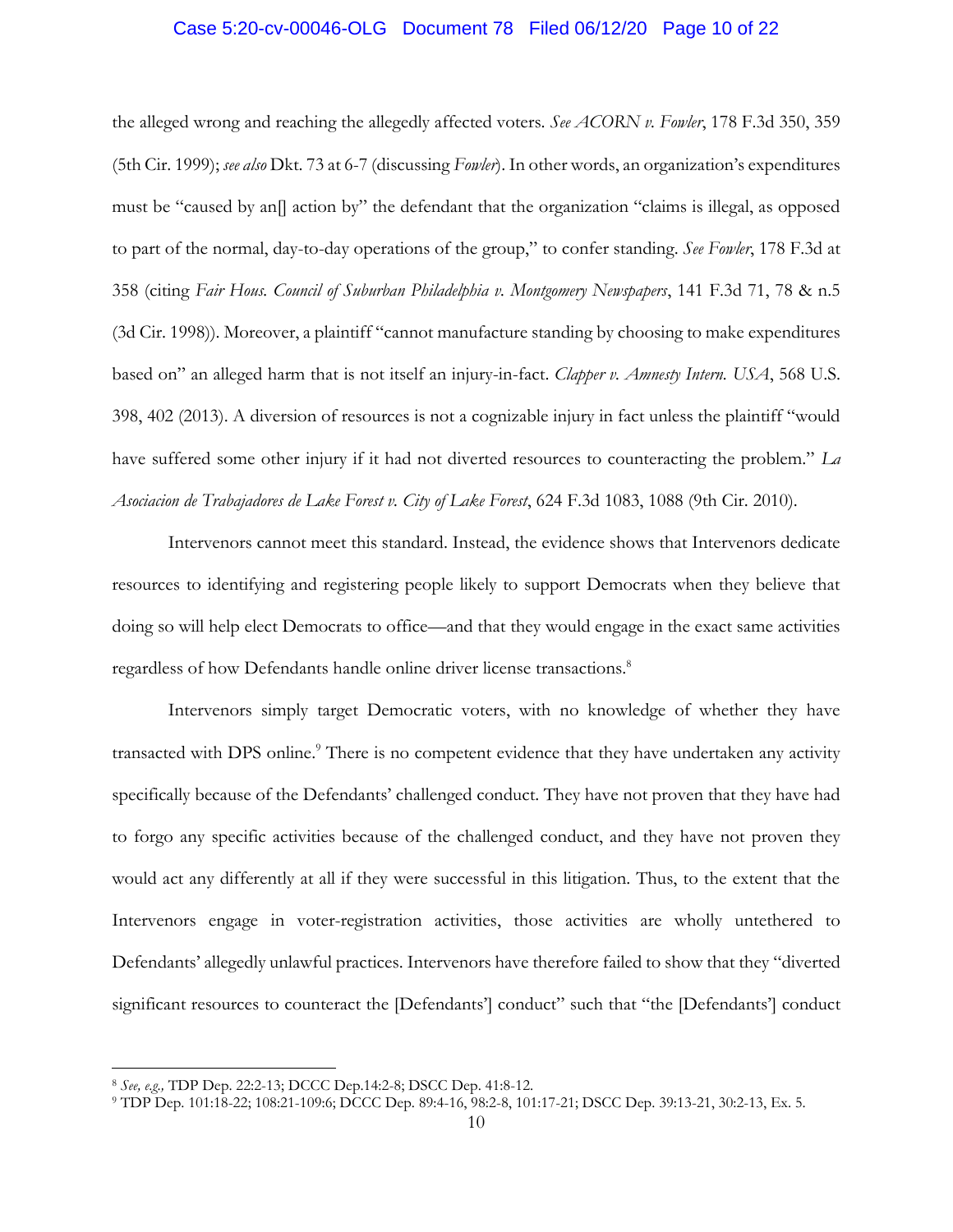the alleged wrong and reaching the allegedly affected voters. *See ACORN v. Fowler*, 178 F.3d 350, 359 (5th Cir. 1999); *see also* Dkt. 73 at 6-7 (discussing *Fowler*). In other words, an organization's expenditures must be "caused by an[] action by" the defendant that the organization "claims is illegal, as opposed to part of the normal, day-to-day operations of the group," to confer standing. *See Fowler*, 178 F.3d at 358 (citing *Fair Hous. Council of Suburban Philadelphia v. Montgomery Newspapers*, 141 F.3d 71, 78 & n.5 (3d Cir. 1998)). Moreover, a plaintiff "cannot manufacture standing by choosing to make expenditures based on" an alleged harm that is not itself an injury-in-fact. *Clapper v. Amnesty Intern. USA*, 568 U.S. 398, 402 (2013). A diversion of resources is not a cognizable injury in fact unless the plaintiff "would have suffered some other injury if it had not diverted resources to counteracting the problem." *La Asociacion de Trabajadores de Lake Forest v. City of Lake Forest*, 624 F.3d 1083, 1088 (9th Cir. 2010).

Intervenors cannot meet this standard. Instead, the evidence shows that Intervenors dedicate resources to identifying and registering people likely to support Democrats when they believe that doing so will help elect Democrats to office—and that they would engage in the exact same activities regardless of how Defendants handle online driver license transactions.[8]

Intervenors simply target Democratic voters, with no knowledge of whether they have transacted with DPS online.[9] There is no competent evidence that they have undertaken any activity specifically because of the Defendants' challenged conduct. They have not proven that they have had to forgo any specific activities because of the challenged conduct, and they have not proven they would act any differently at all if they were successful in this litigation. Thus, to the extent that the Intervenors engage in voter-registration activities, those activities are wholly untethered to Defendants' allegedly unlawful practices. Intervenors have therefore failed to show that they "diverted significant resources to counteract the [Defendants'] conduct" such that "the [Defendants'] conduct

---

[8] *See, e.g.,* TDP Dep. 22:2-13; DCCC Dep.14:2-8; DSCC Dep. 41:8-12.

[9] TDP Dep. 101:18-22; 108:21-109:6; DCCC Dep. 89:4-16, 98:2-8, 101:17-21; DSCC Dep. 39:13-21, 30:2-13, Ex. 5.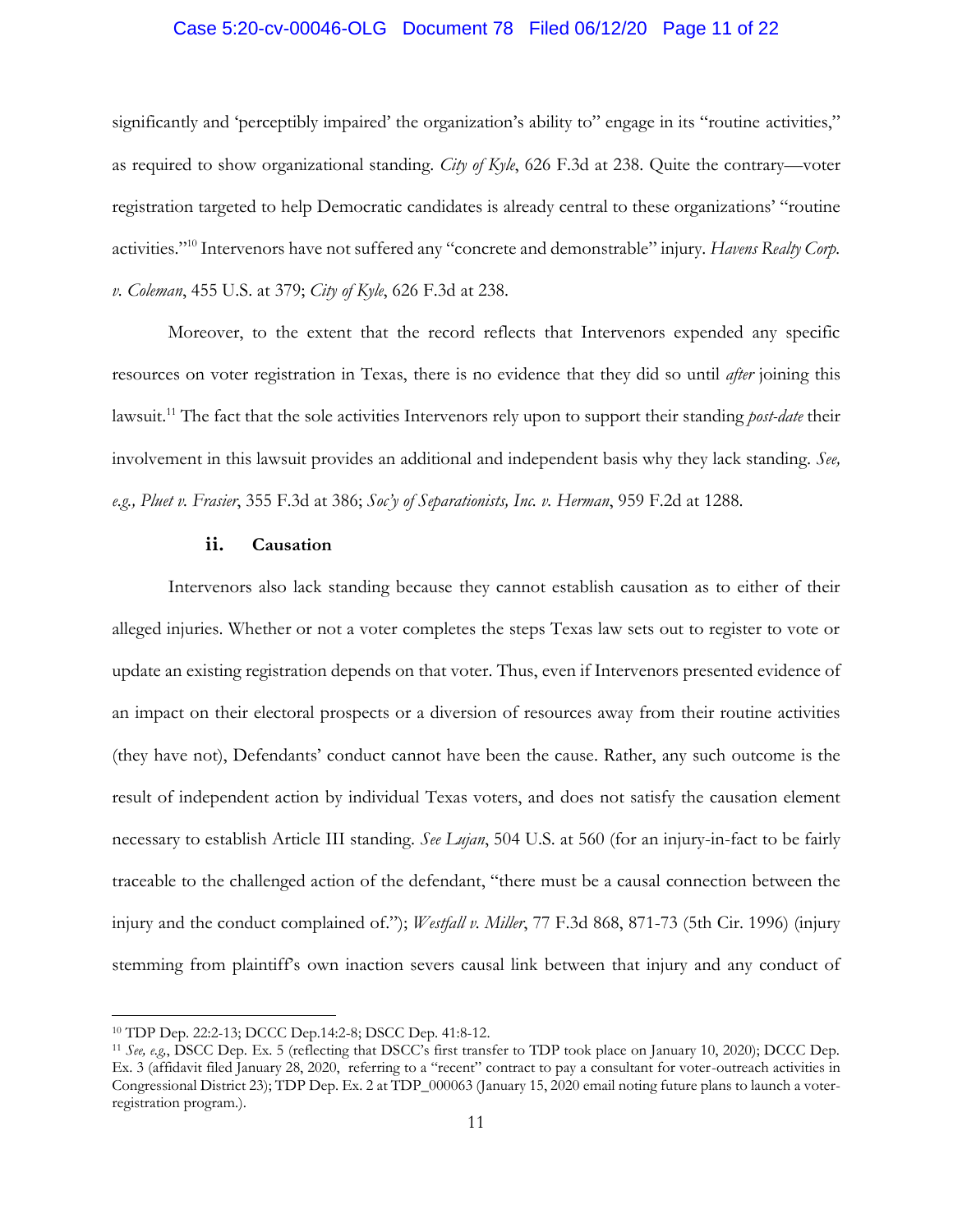significantly and 'perceptibly impaired' the organization's ability to" engage in its "routine activities," as required to show organizational standing. *City of Kyle*, 626 F.3d at 238. Quite the contrary—voter registration targeted to help Democratic candidates is already central to these organizations' "routine activities."[10] Intervenors have not suffered any "concrete and demonstrable" injury. *Havens Realty Corp. v. Coleman*, 455 U.S. at 379; *City of Kyle*, 626 F.3d at 238.

Moreover, to the extent that the record reflects that Intervenors expended any specific resources on voter registration in Texas, there is no evidence that they did so until *after* joining this lawsuit.[11] The fact that the sole activities Intervenors rely upon to support their standing *post-date* their involvement in this lawsuit provides an additional and independent basis why they lack standing. *See, e.g., Pluet v. Frasier*, 355 F.3d at 386; *Soc'y of Separationists, Inc. v. Herman*, 959 F.2d at 1288.

### ii. Causation

Intervenors also lack standing because they cannot establish causation as to either of their alleged injuries. Whether or not a voter completes the steps Texas law sets out to register to vote or update an existing registration depends on that voter. Thus, even if Intervenors presented evidence of an impact on their electoral prospects or a diversion of resources away from their routine activities (they have not), Defendants' conduct cannot have been the cause. Rather, any such outcome is the result of independent action by individual Texas voters, and does not satisfy the causation element necessary to establish Article III standing. *See Lujan*, 504 U.S. at 560 (for an injury-in-fact to be fairly traceable to the challenged action of the defendant, "there must be a causal connection between the injury and the conduct complained of."); *Westfall v. Miller*, 77 F.3d 868, 871-73 (5th Cir. 1996) (injury stemming from plaintiff's own inaction severs causal link between that injury and any conduct of

---

[10] TDP Dep. 22:2-13; DCCC Dep.14:2-8; DSCC Dep. 41:8-12.

[11] *See, e.g.*, DSCC Dep. Ex. 5 (reflecting that DSCC's first transfer to TDP took place on January 10, 2020); DCCC Dep. Ex. 3 (affidavit filed January 28, 2020, referring to a "recent" contract to pay a consultant for voter-outreach activities in Congressional District 23); TDP Dep. Ex. 2 at TDP_000063 (January 15, 2020 email noting future plans to launch a voter-registration program.).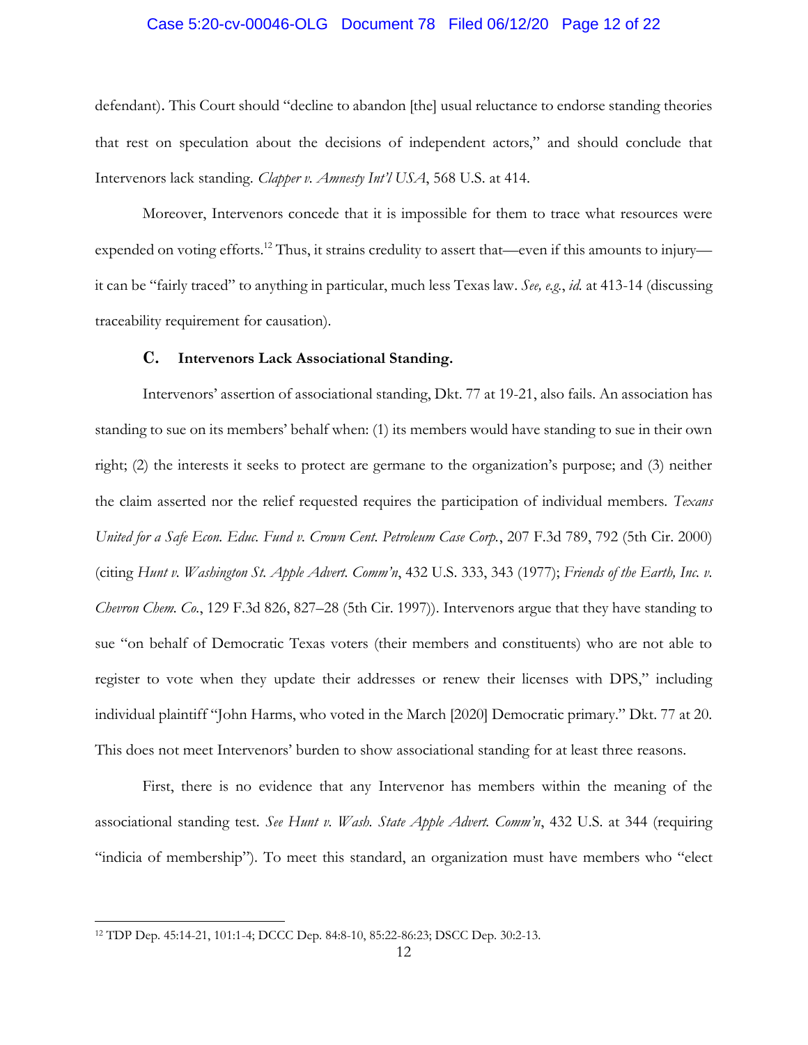defendant). This Court should "decline to abandon [the] usual reluctance to endorse standing theories that rest on speculation about the decisions of independent actors," and should conclude that Intervenors lack standing. *Clapper v. Amnesty Int'l USA*, 568 U.S. at 414.

Moreover, Intervenors concede that it is impossible for them to trace what resources were expended on voting efforts.[12] Thus, it strains credulity to assert that—even if this amounts to injury—it can be "fairly traced" to anything in particular, much less Texas law. *See, e.g.*, *id.* at 413-14 (discussing traceability requirement for causation).

### C. Intervenors Lack Associational Standing.

Intervenors' assertion of associational standing, Dkt. 77 at 19-21, also fails. An association has standing to sue on its members' behalf when: (1) its members would have standing to sue in their own right; (2) the interests it seeks to protect are germane to the organization's purpose; and (3) neither the claim asserted nor the relief requested requires the participation of individual members. *Texans United for a Safe Econ. Educ. Fund v. Crown Cent. Petroleum Case Corp.*, 207 F.3d 789, 792 (5th Cir. 2000) (citing *Hunt v. Washington St. Apple Advert. Comm'n*, 432 U.S. 333, 343 (1977); *Friends of the Earth, Inc. v. Chevron Chem. Co.*, 129 F.3d 826, 827–28 (5th Cir. 1997)). Intervenors argue that they have standing to sue "on behalf of Democratic Texas voters (their members and constituents) who are not able to register to vote when they update their addresses or renew their licenses with DPS," including individual plaintiff "John Harms, who voted in the March [2020] Democratic primary." Dkt. 77 at 20. This does not meet Intervenors' burden to show associational standing for at least three reasons.

First, there is no evidence that any Intervenor has members within the meaning of the associational standing test. *See Hunt v. Wash. State Apple Advert. Comm'n*, 432 U.S. at 344 (requiring "indicia of membership"). To meet this standard, an organization must have members who "elect

---

[12] TDP Dep. 45:14-21, 101:1-4; DCCC Dep. 84:8-10, 85:22-86:23; DSCC Dep. 30:2-13.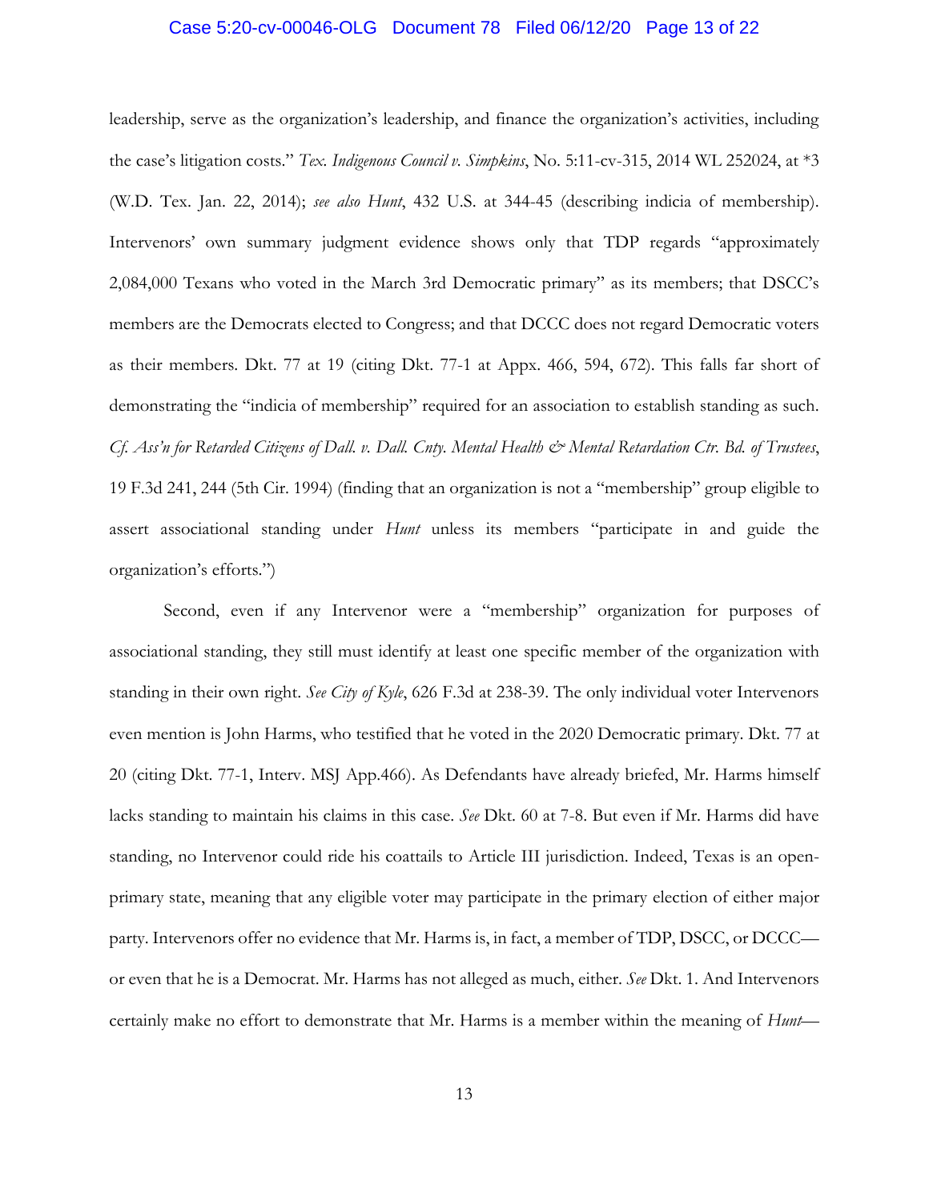leadership, serve as the organization's leadership, and finance the organization's activities, including the case's litigation costs." *Tex. Indigenous Council v. Simpkins*, No. 5:11-cv-315, 2014 WL 252024, at *3 (W.D. Tex. Jan. 22, 2014); *see also Hunt*, 432 U.S. at 344-45 (describing indicia of membership). Intervenors' own summary judgment evidence shows only that TDP regards "approximately 2,084,000 Texans who voted in the March 3rd Democratic primary" as its members; that DSCC's members are the Democrats elected to Congress; and that DCCC does not regard Democratic voters as their members. Dkt. 77 at 19 (citing Dkt. 77-1 at Appx. 466, 594, 672). This falls far short of demonstrating the "indicia of membership" required for an association to establish standing as such. *Cf. Ass'n for Retarded Citizens of Dall. v. Dall. Cnty. Mental Health & Mental Retardation Ctr. Bd. of Trustees*, 19 F.3d 241, 244 (5th Cir. 1994) (finding that an organization is not a "membership" group eligible to assert associational standing under *Hunt* unless its members "participate in and guide the organization's efforts.")

Second, even if any Intervenor were a "membership" organization for purposes of associational standing, they still must identify at least one specific member of the organization with standing in their own right. *See City of Kyle*, 626 F.3d at 238-39. The only individual voter Intervenors even mention is John Harms, who testified that he voted in the 2020 Democratic primary. Dkt. 77 at 20 (citing Dkt. 77-1, Interv. MSJ App.466). As Defendants have already briefed, Mr. Harms himself lacks standing to maintain his claims in this case. *See* Dkt. 60 at 7-8. But even if Mr. Harms did have standing, no Intervenor could ride his coattails to Article III jurisdiction. Indeed, Texas is an open-primary state, meaning that any eligible voter may participate in the primary election of either major party. Intervenors offer no evidence that Mr. Harms is, in fact, a member of TDP, DSCC, or DCCC—or even that he is a Democrat. Mr. Harms has not alleged as much, either. *See* Dkt. 1. And Intervenors certainly make no effort to demonstrate that Mr. Harms is a member within the meaning of *Hunt*—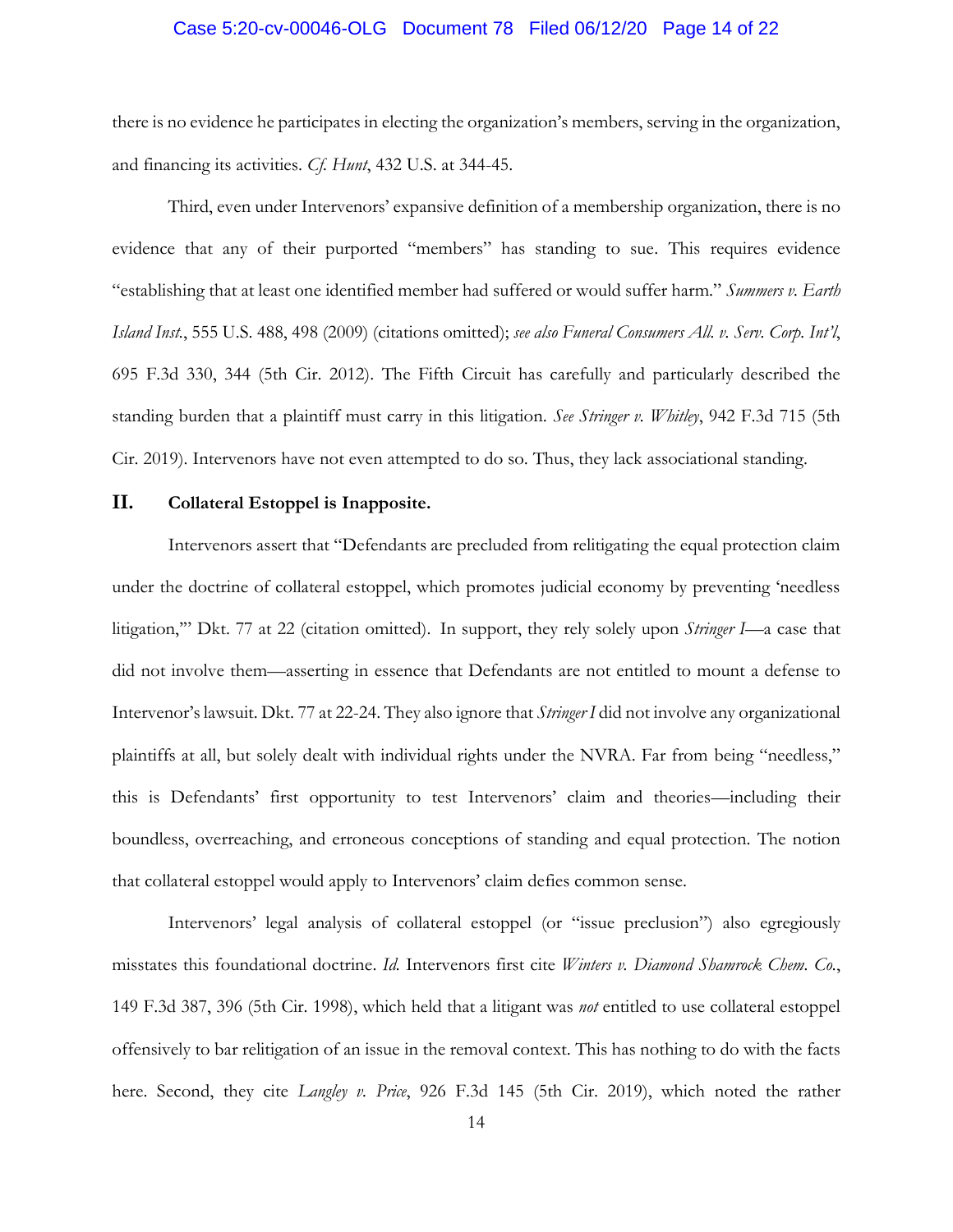there is no evidence he participates in electing the organization's members, serving in the organization, and financing its activities. *Cf. Hunt*, 432 U.S. at 344-45.

Third, even under Intervenors' expansive definition of a membership organization, there is no evidence that any of their purported "members" has standing to sue. This requires evidence "establishing that at least one identified member had suffered or would suffer harm." *Summers v. Earth Island Inst.*, 555 U.S. 488, 498 (2009) (citations omitted); *see also Funeral Consumers All. v. Serv. Corp. Int'l*, 695 F.3d 330, 344 (5th Cir. 2012). The Fifth Circuit has carefully and particularly described the standing burden that a plaintiff must carry in this litigation. *See Stringer v. Whitley*, 942 F.3d 715 (5th Cir. 2019). Intervenors have not even attempted to do so. Thus, they lack associational standing.

## II. Collateral Estoppel is Inapposite.

Intervenors assert that "Defendants are precluded from relitigating the equal protection claim under the doctrine of collateral estoppel, which promotes judicial economy by preventing 'needless litigation,'" Dkt. 77 at 22 (citation omitted). In support, they rely solely upon *Stringer I*—a case that did not involve them—asserting in essence that Defendants are not entitled to mount a defense to Intervenor's lawsuit. Dkt. 77 at 22-24. They also ignore that *Stringer I* did not involve any organizational plaintiffs at all, but solely dealt with individual rights under the NVRA. Far from being "needless," this is Defendants' first opportunity to test Intervenors' claim and theories—including their boundless, overreaching, and erroneous conceptions of standing and equal protection. The notion that collateral estoppel would apply to Intervenors' claim defies common sense.

Intervenors' legal analysis of collateral estoppel (or "issue preclusion") also egregiously misstates this foundational doctrine. *Id.* Intervenors first cite *Winters v. Diamond Shamrock Chem. Co.*, 149 F.3d 387, 396 (5th Cir. 1998), which held that a litigant was *not* entitled to use collateral estoppel offensively to bar relitigation of an issue in the removal context. This has nothing to do with the facts here. Second, they cite *Langley v. Price*, 926 F.3d 145 (5th Cir. 2019), which noted the rather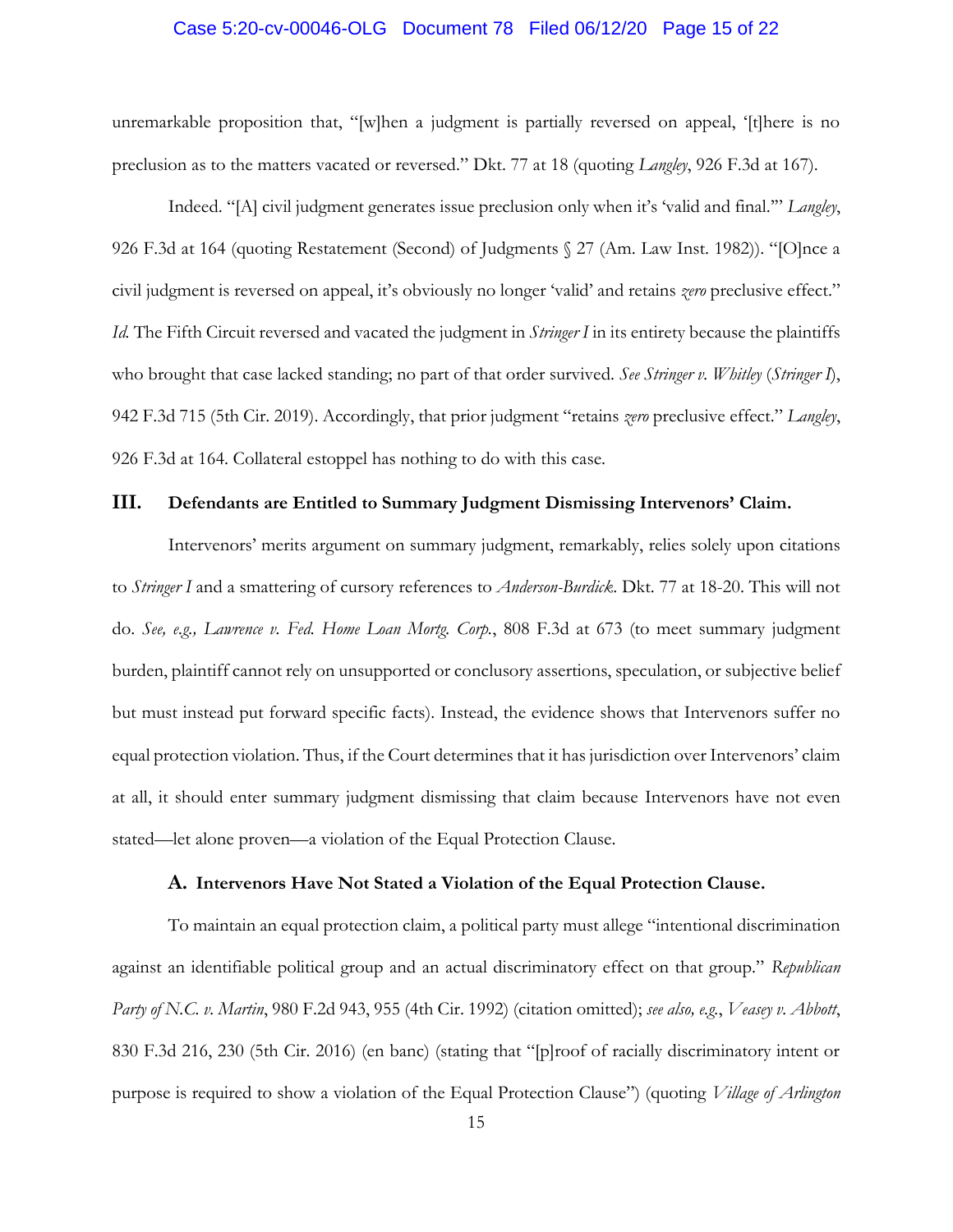unremarkable proposition that, "[w]hen a judgment is partially reversed on appeal, '[t]here is no preclusion as to the matters vacated or reversed." Dkt. 77 at 18 (quoting *Langley*, 926 F.3d at 167).

Indeed. "[A] civil judgment generates issue preclusion only when it's 'valid and final.'" *Langley*, 926 F.3d at 164 (quoting Restatement (Second) of Judgments § 27 (Am. Law Inst. 1982)). "[O]nce a civil judgment is reversed on appeal, it's obviously no longer 'valid' and retains *zero* preclusive effect." *Id.* The Fifth Circuit reversed and vacated the judgment in *Stringer I* in its entirety because the plaintiffs who brought that case lacked standing; no part of that order survived. *See Stringer v. Whitley* (*Stringer I*), 942 F.3d 715 (5th Cir. 2019). Accordingly, that prior judgment "retains *zero* preclusive effect." *Langley*, 926 F.3d at 164. Collateral estoppel has nothing to do with this case.

## III. Defendants are Entitled to Summary Judgment Dismissing Intervenors' Claim.

Intervenors' merits argument on summary judgment, remarkably, relies solely upon citations to *Stringer I* and a smattering of cursory references to *Anderson-Burdick*. Dkt. 77 at 18-20. This will not do. *See, e.g., Lawrence v. Fed. Home Loan Mortg. Corp.*, 808 F.3d at 673 (to meet summary judgment burden, plaintiff cannot rely on unsupported or conclusory assertions, speculation, or subjective belief but must instead put forward specific facts). Instead, the evidence shows that Intervenors suffer no equal protection violation. Thus, if the Court determines that it has jurisdiction over Intervenors' claim at all, it should enter summary judgment dismissing that claim because Intervenors have not even stated—let alone proven—a violation of the Equal Protection Clause.

### A. Intervenors Have Not Stated a Violation of the Equal Protection Clause.

To maintain an equal protection claim, a political party must allege "intentional discrimination against an identifiable political group and an actual discriminatory effect on that group." *Republican Party of N.C. v. Martin*, 980 F.2d 943, 955 (4th Cir. 1992) (citation omitted); *see also, e.g.*, *Veasey v. Abbott*, 830 F.3d 216, 230 (5th Cir. 2016) (en banc) (stating that "[p]roof of racially discriminatory intent or purpose is required to show a violation of the Equal Protection Clause") (quoting *Village of Arlington*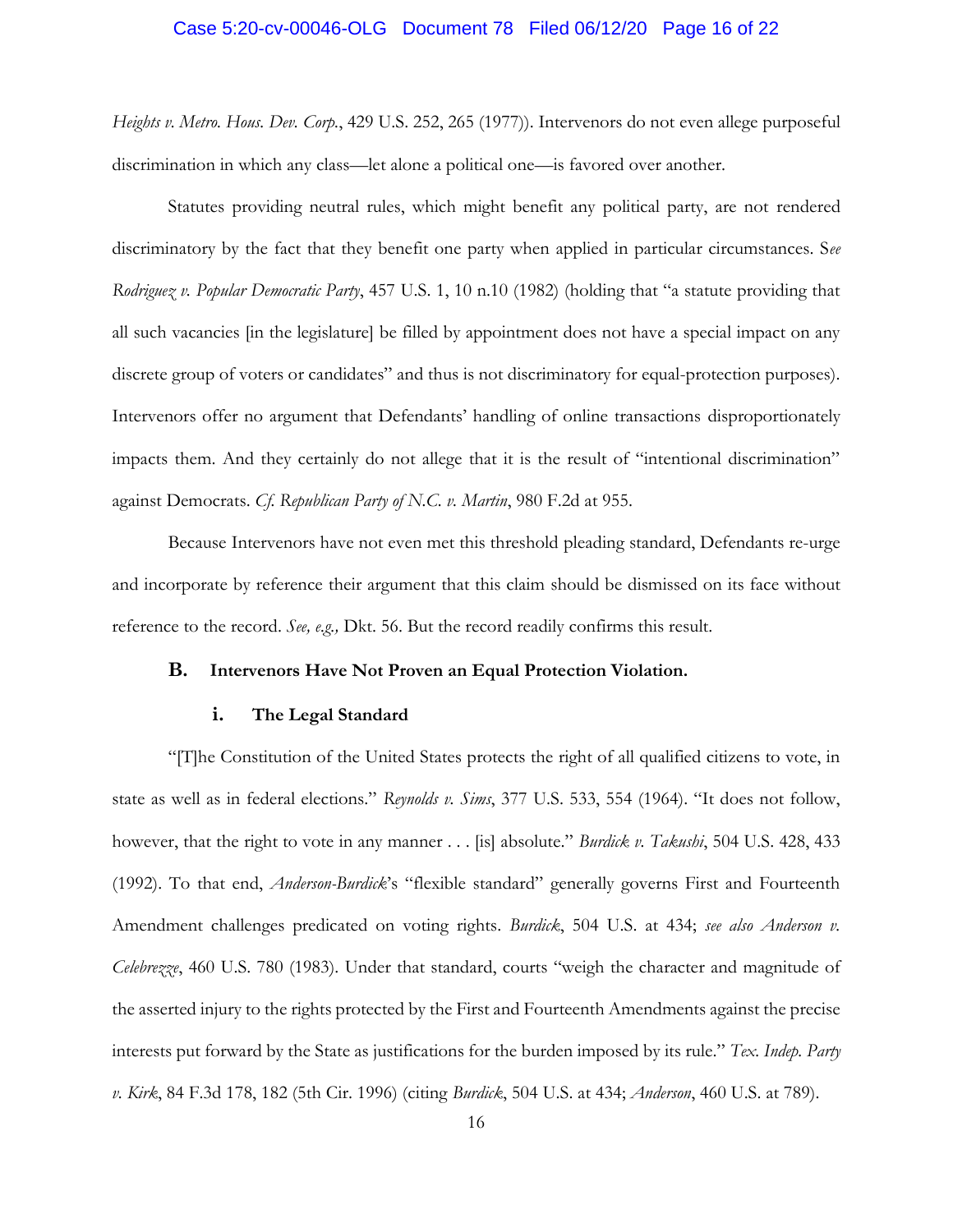*Heights v. Metro. Hous. Dev. Corp.*, 429 U.S. 252, 265 (1977)). Intervenors do not even allege purposeful discrimination in which any class—let alone a political one—is favored over another.

Statutes providing neutral rules, which might benefit any political party, are not rendered discriminatory by the fact that they benefit one party when applied in particular circumstances. S*ee Rodriguez v. Popular Democratic Party*, 457 U.S. 1, 10 n.10 (1982) (holding that "a statute providing that all such vacancies [in the legislature] be filled by appointment does not have a special impact on any discrete group of voters or candidates" and thus is not discriminatory for equal-protection purposes). Intervenors offer no argument that Defendants' handling of online transactions disproportionately impacts them. And they certainly do not allege that it is the result of "intentional discrimination" against Democrats. *Cf. Republican Party of N.C. v. Martin*, 980 F.2d at 955.

Because Intervenors have not even met this threshold pleading standard, Defendants re-urge and incorporate by reference their argument that this claim should be dismissed on its face without reference to the record. *See, e.g.,* Dkt. 56. But the record readily confirms this result.

### B. Intervenors Have Not Proven an Equal Protection Violation.

#### i. The Legal Standard

"[T]he Constitution of the United States protects the right of all qualified citizens to vote, in state as well as in federal elections." *Reynolds v. Sims*, 377 U.S. 533, 554 (1964). "It does not follow, however, that the right to vote in any manner . . . [is] absolute." *Burdick v. Takushi*, 504 U.S. 428, 433 (1992). To that end, *Anderson-Burdick*'s "flexible standard" generally governs First and Fourteenth Amendment challenges predicated on voting rights. *Burdick*, 504 U.S. at 434; *see also Anderson v. Celebrezze*, 460 U.S. 780 (1983). Under that standard, courts "weigh the character and magnitude of the asserted injury to the rights protected by the First and Fourteenth Amendments against the precise interests put forward by the State as justifications for the burden imposed by its rule." *Tex. Indep. Party v. Kirk*, 84 F.3d 178, 182 (5th Cir. 1996) (citing *Burdick*, 504 U.S. at 434; *Anderson*, 460 U.S. at 789).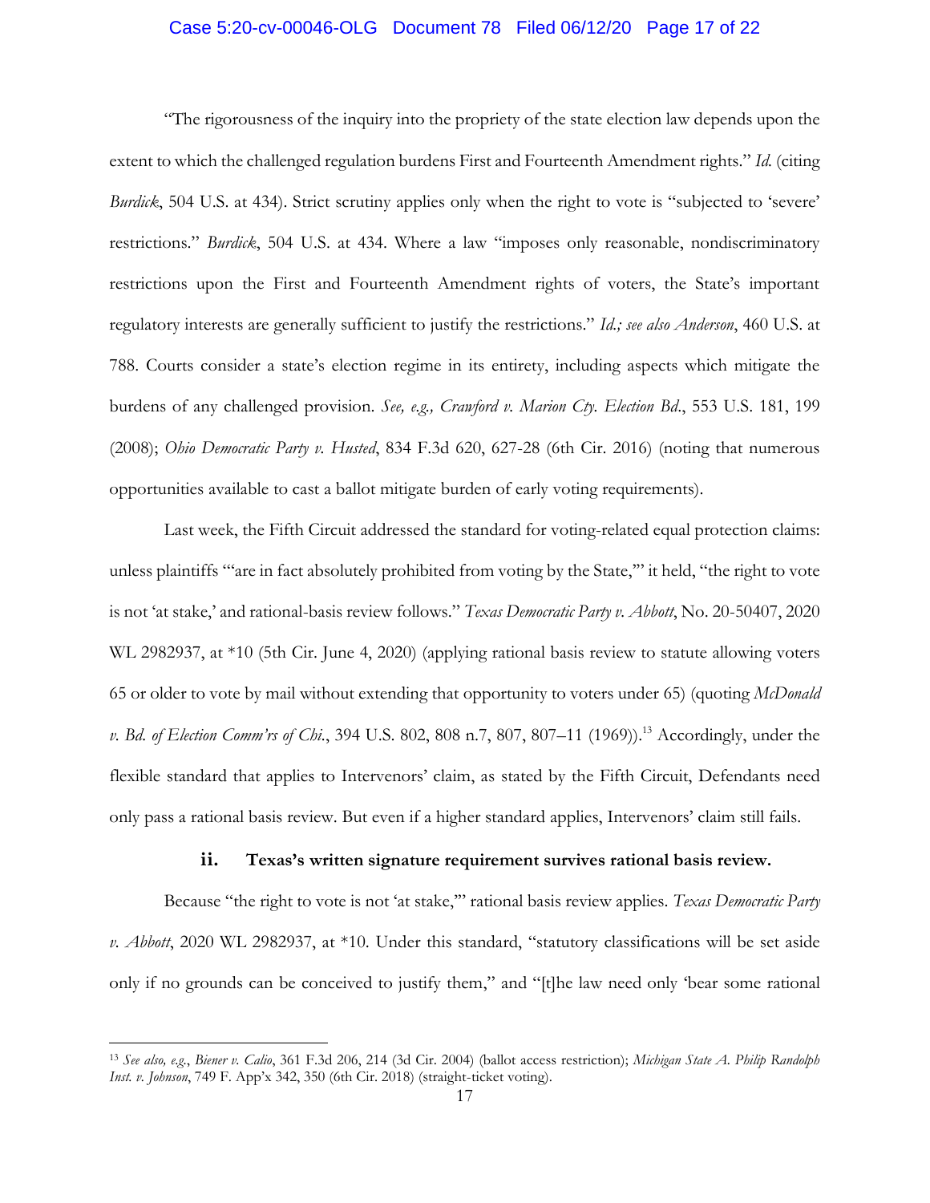"The rigorousness of the inquiry into the propriety of the state election law depends upon the extent to which the challenged regulation burdens First and Fourteenth Amendment rights." *Id.* (citing *Burdick*, 504 U.S. at 434). Strict scrutiny applies only when the right to vote is "subjected to 'severe' restrictions." *Burdick*, 504 U.S. at 434. Where a law "imposes only reasonable, nondiscriminatory restrictions upon the First and Fourteenth Amendment rights of voters, the State's important regulatory interests are generally sufficient to justify the restrictions." *Id.; see also Anderson*, 460 U.S. at 788. Courts consider a state's election regime in its entirety, including aspects which mitigate the burdens of any challenged provision. *See, e.g., Crawford v. Marion Cty. Election Bd.*, 553 U.S. 181, 199 (2008); *Ohio Democratic Party v. Husted*, 834 F.3d 620, 627-28 (6th Cir. 2016) (noting that numerous opportunities available to cast a ballot mitigate burden of early voting requirements).

Last week, the Fifth Circuit addressed the standard for voting-related equal protection claims: unless plaintiffs "'are in fact absolutely prohibited from voting by the State,'" it held, "the right to vote is not 'at stake,' and rational-basis review follows." *Texas Democratic Party v. Abbott*, No. 20-50407, 2020 WL 2982937, at *10 (5th Cir. June 4, 2020) (applying rational basis review to statute allowing voters 65 or older to vote by mail without extending that opportunity to voters under 65) (quoting *McDonald v. Bd. of Election Comm'rs of Chi.*, 394 U.S. 802, 808 n.7, 807, 807–11 (1969)).[13] Accordingly, under the flexible standard that applies to Intervenors' claim, as stated by the Fifth Circuit, Defendants need only pass a rational basis review. But even if a higher standard applies, Intervenors' claim still fails.

### ii. Texas's written signature requirement survives rational basis review.

Because "the right to vote is not 'at stake,'" rational basis review applies. *Texas Democratic Party v. Abbott*, 2020 WL 2982937, at *10. Under this standard, "statutory classifications will be set aside only if no grounds can be conceived to justify them," and "[t]he law need only 'bear some rational

---

[13] *See also, e.g.*, *Biener v. Calio*, 361 F.3d 206, 214 (3d Cir. 2004) (ballot access restriction); *Michigan State A. Philip Randolph Inst. v. Johnson*, 749 F. App'x 342, 350 (6th Cir. 2018) (straight-ticket voting).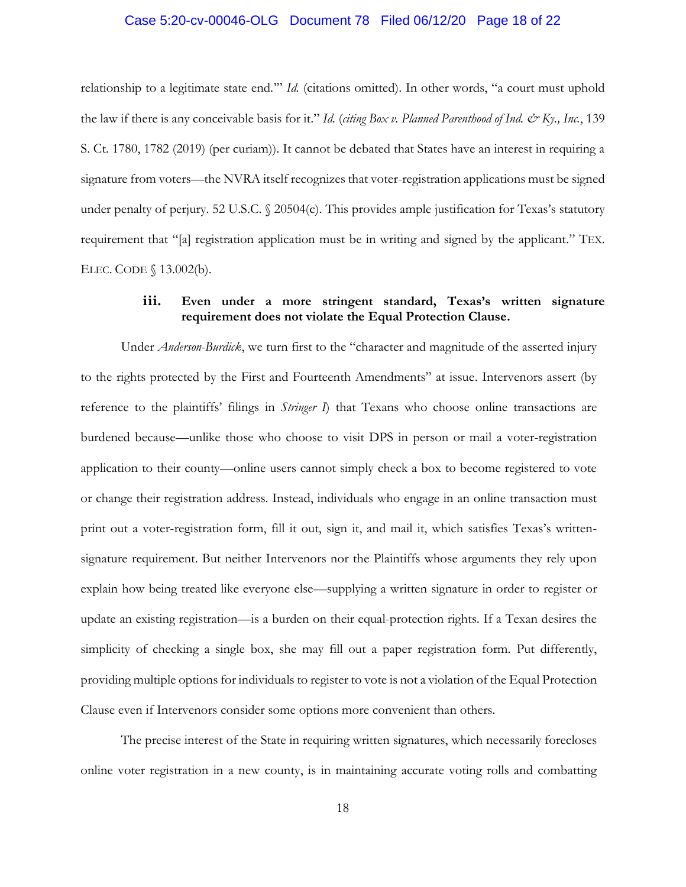relationship to a legitimate state end.'" *Id.* (citations omitted). In other words, "a court must uphold the law if there is any conceivable basis for it." *Id.* (*citing Box v. Planned Parenthood of Ind. & Ky., Inc.*, 139 S. Ct. 1780, 1782 (2019) (per curiam)). It cannot be debated that States have an interest in requiring a signature from voters—the NVRA itself recognizes that voter-registration applications must be signed under penalty of perjury. 52 U.S.C. § 20504(c). This provides ample justification for Texas's statutory requirement that "[a] registration application must be in writing and signed by the applicant." TEX. ELEC. CODE § 13.002(b).

**iii. Even under a more stringent standard, Texas's written signature requirement does not violate the Equal Protection Clause.**

Under *Anderson-Burdick*, we turn first to the "character and magnitude of the asserted injury to the rights protected by the First and Fourteenth Amendments" at issue. Intervenors assert (by reference to the plaintiffs' filings in *Stringer I*) that Texans who choose online transactions are burdened because—unlike those who choose to visit DPS in person or mail a voter-registration application to their county—online users cannot simply check a box to become registered to vote or change their registration address. Instead, individuals who engage in an online transaction must print out a voter-registration form, fill it out, sign it, and mail it, which satisfies Texas's written-signature requirement. But neither Intervenors nor the Plaintiffs whose arguments they rely upon explain how being treated like everyone else—supplying a written signature in order to register or update an existing registration—is a burden on their equal-protection rights. If a Texan desires the simplicity of checking a single box, she may fill out a paper registration form. Put differently, providing multiple options for individuals to register to vote is not a violation of the Equal Protection Clause even if Intervenors consider some options more convenient than others.

The precise interest of the State in requiring written signatures, which necessarily forecloses online voter registration in a new county, is in maintaining accurate voting rolls and combatting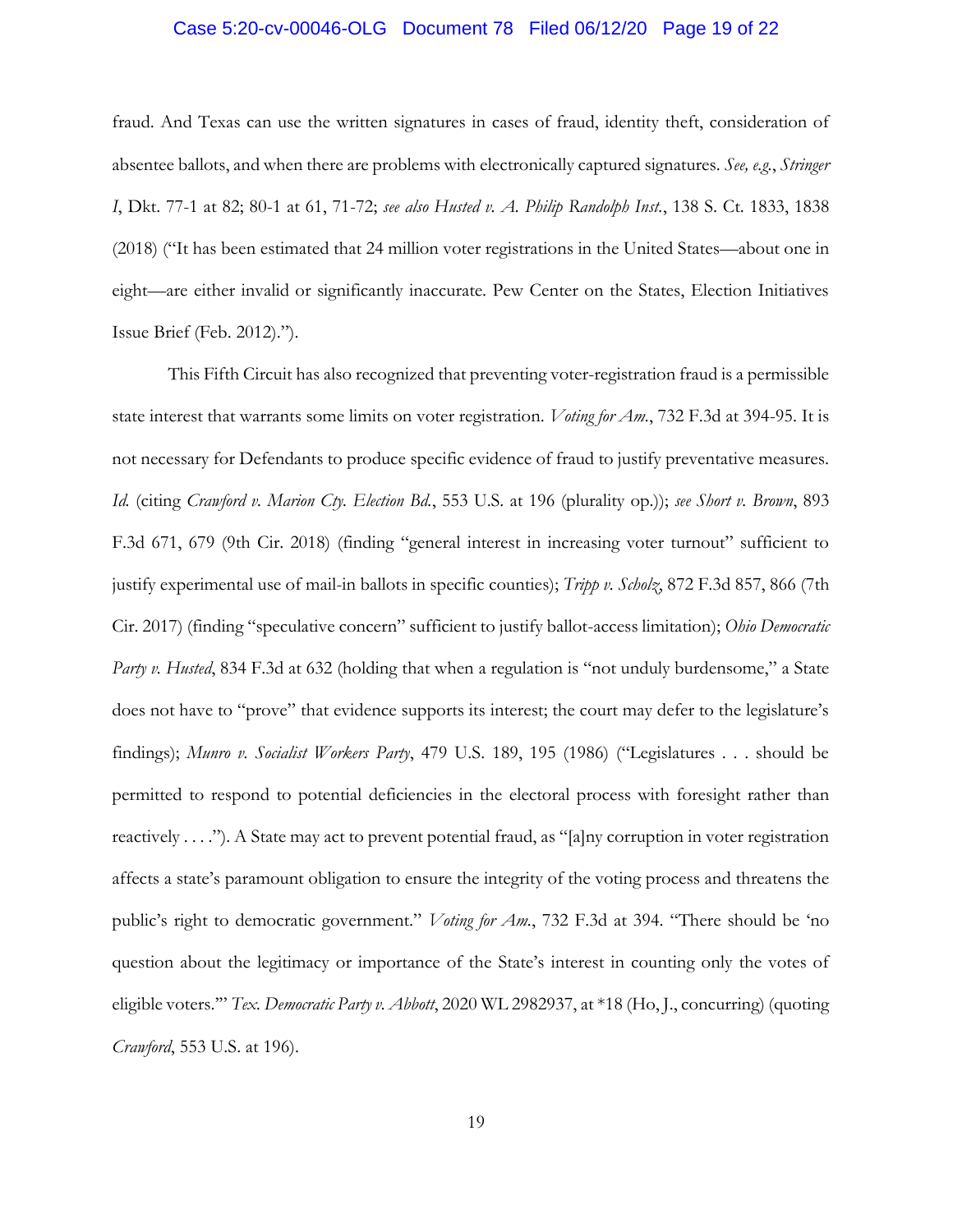fraud. And Texas can use the written signatures in cases of fraud, identity theft, consideration of absentee ballots, and when there are problems with electronically captured signatures. *See, e.g.*, *Stringer I*, Dkt. 77-1 at 82; 80-1 at 61, 71-72; *see also Husted v. A. Philip Randolph Inst.*, 138 S. Ct. 1833, 1838 (2018) ("It has been estimated that 24 million voter registrations in the United States—about one in eight—are either invalid or significantly inaccurate. Pew Center on the States, Election Initiatives Issue Brief (Feb. 2012).").

This Fifth Circuit has also recognized that preventing voter-registration fraud is a permissible state interest that warrants some limits on voter registration. *Voting for Am.*, 732 F.3d at 394-95. It is not necessary for Defendants to produce specific evidence of fraud to justify preventative measures. *Id.* (citing *Crawford v. Marion Cty. Election Bd.*, 553 U.S. at 196 (plurality op.)); *see Short v. Brown*, 893 F.3d 671, 679 (9th Cir. 2018) (finding "general interest in increasing voter turnout" sufficient to justify experimental use of mail-in ballots in specific counties); *Tripp v. Scholz*, 872 F.3d 857, 866 (7th Cir. 2017) (finding "speculative concern" sufficient to justify ballot-access limitation); *Ohio Democratic Party v. Husted*, 834 F.3d at 632 (holding that when a regulation is "not unduly burdensome," a State does not have to "prove" that evidence supports its interest; the court may defer to the legislature's findings); *Munro v. Socialist Workers Party*, 479 U.S. 189, 195 (1986) ("Legislatures . . . should be permitted to respond to potential deficiencies in the electoral process with foresight rather than reactively . . . ."). A State may act to prevent potential fraud, as "[a]ny corruption in voter registration affects a state's paramount obligation to ensure the integrity of the voting process and threatens the public's right to democratic government." *Voting for Am.*, 732 F.3d at 394. "There should be 'no question about the legitimacy or importance of the State's interest in counting only the votes of eligible voters.'" *Tex. Democratic Party v. Abbott*, 2020 WL 2982937, at *18 (Ho, J., concurring) (quoting *Crawford*, 553 U.S. at 196).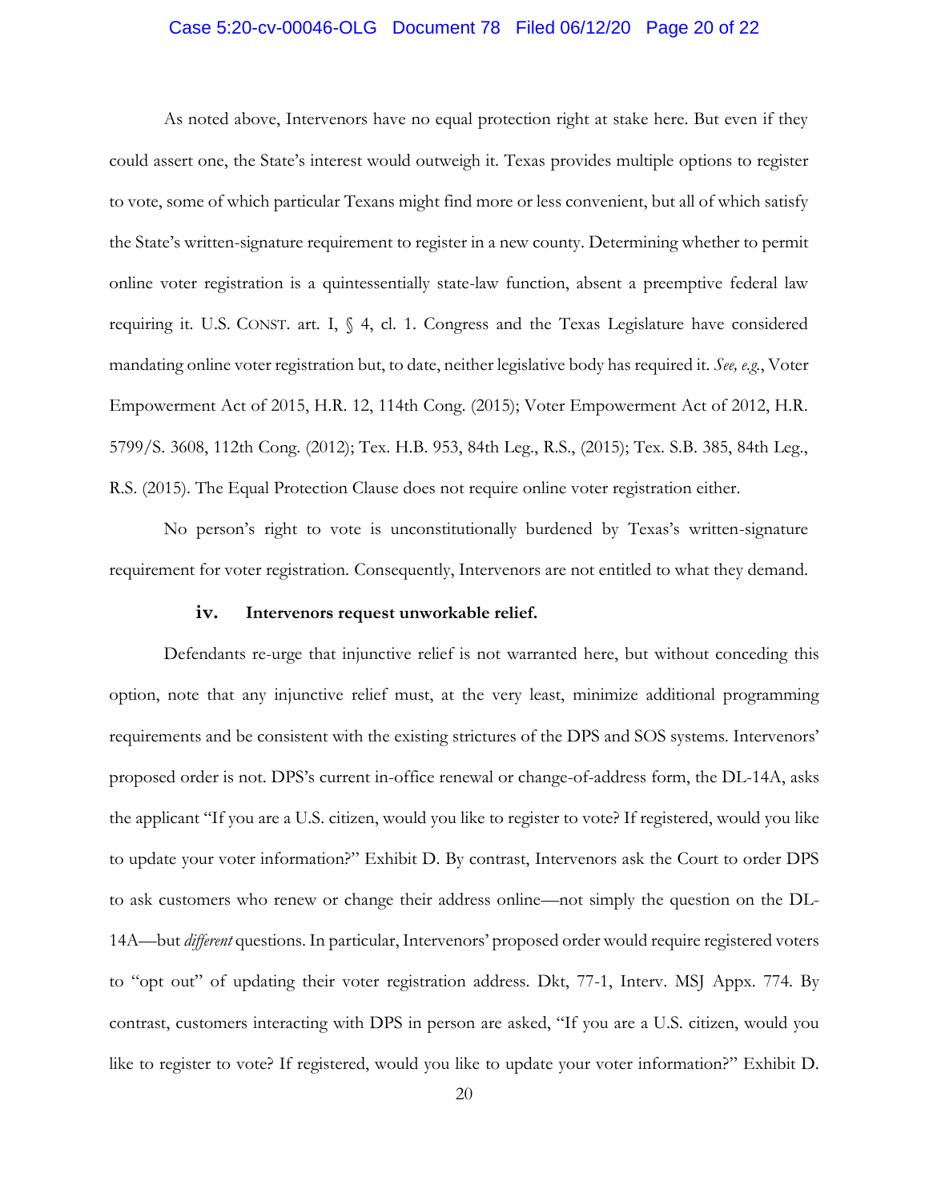As noted above, Intervenors have no equal protection right at stake here. But even if they could assert one, the State's interest would outweigh it. Texas provides multiple options to register to vote, some of which particular Texans might find more or less convenient, but all of which satisfy the State's written-signature requirement to register in a new county. Determining whether to permit online voter registration is a quintessentially state-law function, absent a preemptive federal law requiring it. U.S. CONST. art. I, § 4, cl. 1. Congress and the Texas Legislature have considered mandating online voter registration but, to date, neither legislative body has required it. *See, e.g.*, Voter Empowerment Act of 2015, H.R. 12, 114th Cong. (2015); Voter Empowerment Act of 2012, H.R. 5799/S. 3608, 112th Cong. (2012); Tex. H.B. 953, 84th Leg., R.S., (2015); Tex. S.B. 385, 84th Leg., R.S. (2015). The Equal Protection Clause does not require online voter registration either.

No person's right to vote is unconstitutionally burdened by Texas's written-signature requirement for voter registration. Consequently, Intervenors are not entitled to what they demand.

**iv. Intervenors request unworkable relief.**

Defendants re-urge that injunctive relief is not warranted here, but without conceding this option, note that any injunctive relief must, at the very least, minimize additional programming requirements and be consistent with the existing strictures of the DPS and SOS systems. Intervenors' proposed order is not. DPS's current in-office renewal or change-of-address form, the DL-14A, asks the applicant "If you are a U.S. citizen, would you like to register to vote? If registered, would you like to update your voter information?" Exhibit D. By contrast, Intervenors ask the Court to order DPS to ask customers who renew or change their address online—not simply the question on the DL-14A—but *different* questions. In particular, Intervenors' proposed order would require registered voters to "opt out" of updating their voter registration address. Dkt, 77-1, Interv. MSJ Appx. 774. By contrast, customers interacting with DPS in person are asked, "If you are a U.S. citizen, would you like to register to vote? If registered, would you like to update your voter information?" Exhibit D.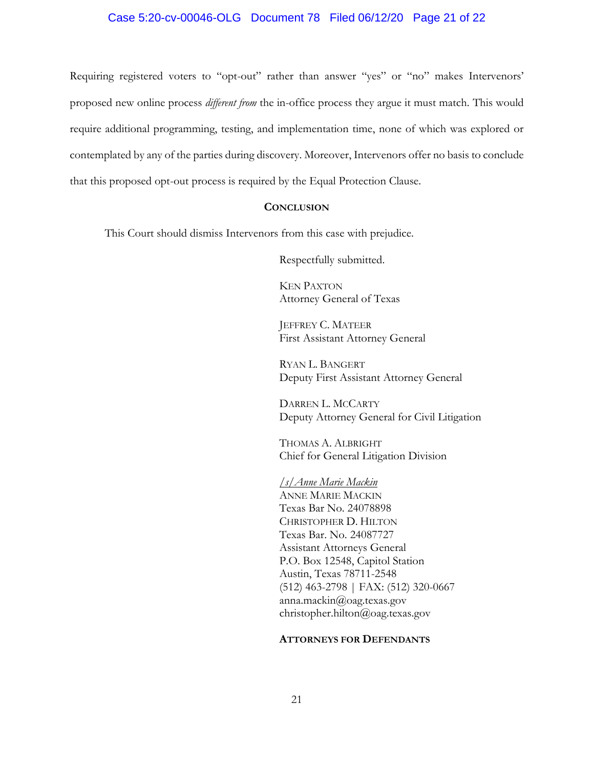Requiring registered voters to "opt-out" rather than answer "yes" or "no" makes Intervenors' proposed new online process *different from* the in-office process they argue it must match. This would require additional programming, testing, and implementation time, none of which was explored or contemplated by any of the parties during discovery. Moreover, Intervenors offer no basis to conclude that this proposed opt-out process is required by the Equal Protection Clause.

## CONCLUSION

This Court should dismiss Intervenors from this case with prejudice.

Respectfully submitted.

KEN PAXTON
Attorney General of Texas

JEFFREY C. MATEER
First Assistant Attorney General

RYAN L. BANGERT
Deputy First Assistant Attorney General

DARREN L. MCCARTY
Deputy Attorney General for Civil Litigation

THOMAS A. ALBRIGHT
Chief for General Litigation Division

*/s/ Anne Marie Mackin*
ANNE MARIE MACKIN
Texas Bar No. 24078898
CHRISTOPHER D. HILTON
Texas Bar. No. 24087727
Assistant Attorneys General
P.O. Box 12548, Capitol Station
Austin, Texas 78711-2548
(512) 463-2798 | FAX: (512) 320-0667
anna.mackin@oag.texas.gov
christopher.hilton@oag.texas.gov

**ATTORNEYS FOR DEFENDANTS**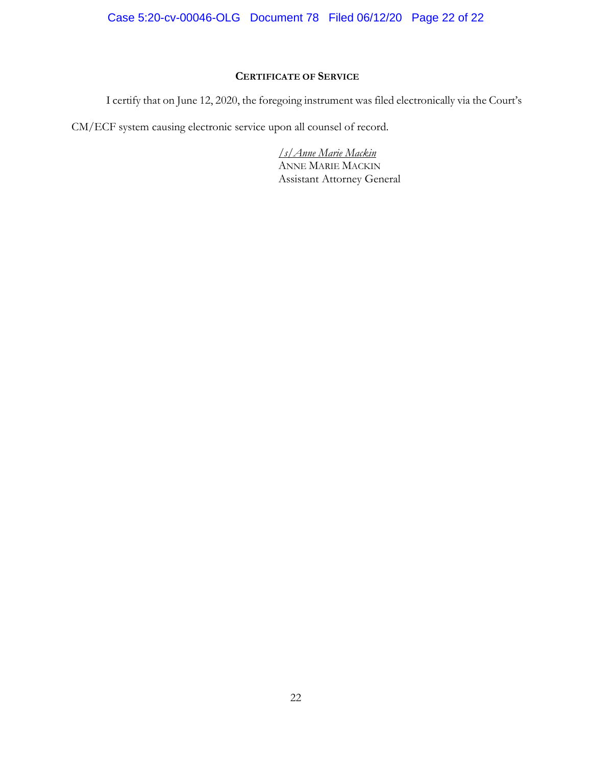## CERTIFICATE OF SERVICE

I certify that on June 12, 2020, the foregoing instrument was filed electronically via the Court's CM/ECF system causing electronic service upon all counsel of record.

/s/ Anne Marie Mackin
ANNE MARIE MACKIN
Assistant Attorney General